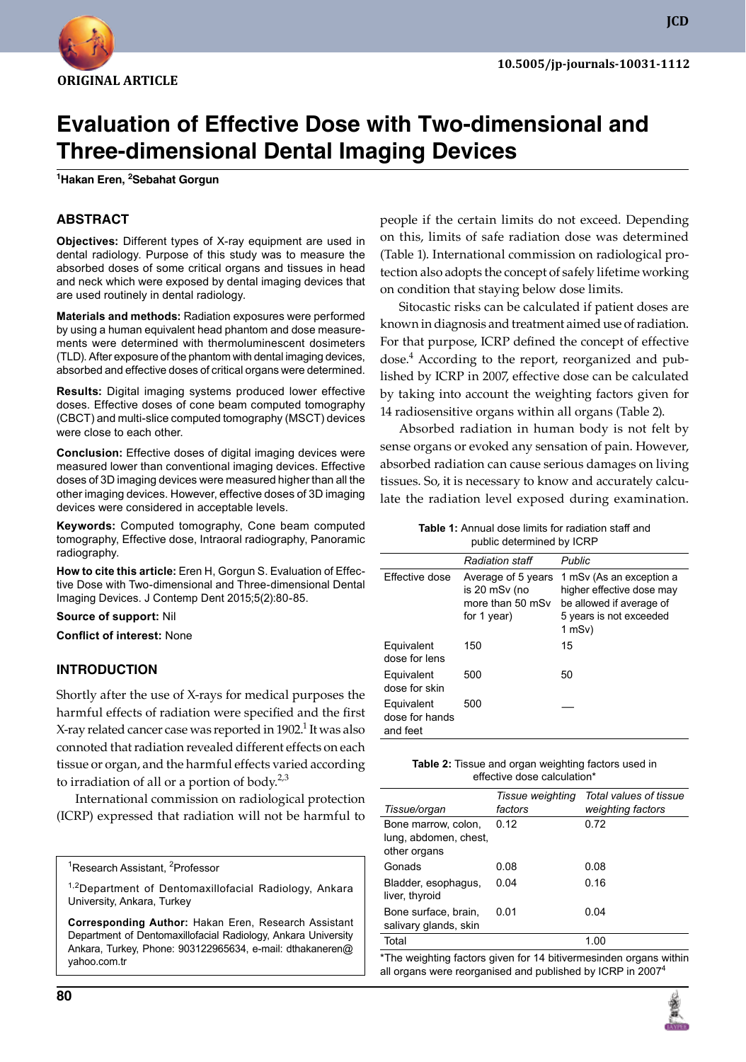ORIGINAL ARTICLE

# Evaluation of Effective Dose with Two-dimensional and Three-dimensional Dental Imaging Devices

[1]Hakan Eren, [2]Sebahat Gorgun

## ABSTRACT

**Objectives:** Different types of X-ray equipment are used in dental radiology. Purpose of this study was to measure the absorbed doses of some critical organs and tissues in head and neck which were exposed by dental imaging devices that are used routinely in dental radiology.

**Materials and methods:** Radiation exposures were performed by using a human equivalent head phantom and dose measurements were determined with thermoluminescent dosimeters (TLD). After exposure of the phantom with dental imaging devices, absorbed and effective doses of critical organs were determined.

**Results:** Digital imaging systems produced lower effective doses. Effective doses of cone beam computed tomography (CBCT) and multi-slice computed tomography (MSCT) devices were close to each other.

**Conclusion:** Effective doses of digital imaging devices were measured lower than conventional imaging devices. Effective doses of 3D imaging devices were measured higher than all the other imaging devices. However, effective doses of 3D imaging devices were considered in acceptable levels.

**Keywords:** Computed tomography, Cone beam computed tomography, Effective dose, Intraoral radiography, Panoramic radiography.

**How to cite this article:** Eren H, Gorgun S. Evaluation of Effective Dose with Two-dimensional and Three-dimensional Dental Imaging Devices. J Contemp Dent 2015;5(2):80-85.

**Source of support:** Nil

**Conflict of interest:** None

## INTRODUCTION

Shortly after the use of X-rays for medical purposes the harmful effects of radiation were specified and the first X-ray related cancer case was reported in 1902.[1] It was also connoted that radiation revealed different effects on each tissue or organ, and the harmful effects varied according to irradiation of all or a portion of body.[2,3]

International commission on radiological protection (ICRP) expressed that radiation will not be harmful to people if the certain limits do not exceed. Depending on this, limits of safe radiation dose was determined (Table 1). International commission on radiological protection also adopts the concept of safely lifetime working on condition that staying below dose limits.

Sitocastic risks can be calculated if patient doses are known in diagnosis and treatment aimed use of radiation. For that purpose, ICRP defined the concept of effective dose.[4] According to the report, reorganized and published by ICRP in 2007, effective dose can be calculated by taking into account the weighting factors given for 14 radiosensitive organs within all organs (Table 2).

Absorbed radiation in human body is not felt by sense organs or evoked any sensation of pain. However, absorbed radiation can cause serious damages on living tissues. So, it is necessary to know and accurately calculate the radiation level exposed during examination.

**Table 1:** Annual dose limits for radiation staff and public determined by ICRP

| | *Radiation staff* | *Public* |
|---|---|---|
| Effective dose | Average of 5 years is 20 mSv (no more than 50 mSv for 1 year) | 1 mSv (As an exception a higher effective dose may be allowed if average of 5 years is not exceeded 1 mSv) |
| Equivalent dose for lens | 150 | 15 |
| Equivalent dose for skin | 500 | 50 |
| Equivalent dose for hands and feet | 500 | — |

**Table 2:** Tissue and organ weighting factors used in effective dose calculation*

| *Tissue/organ* | *Tissue weighting factors* | *Total values of tissue weighting factors* |
|---|---|---|
| Bone marrow, colon, lung, abdomen, chest, other organs | 0.12 | 0.72 |
| Gonads | 0.08 | 0.08 |
| Bladder, esophagus, liver, thyroid | 0.04 | 0.16 |
| Bone surface, brain, salivary glands, skin | 0.01 | 0.04 |
| Total | | 1.00 |

*The weighting factors given for 14 bitivermesinden organs within all organs were reorganised and published by ICRP in 2007[4]

[1]Research Assistant, [2]Professor

[1,2]Department of Dentomaxillofacial Radiology, Ankara University, Ankara, Turkey

**Corresponding Author:** Hakan Eren, Research Assistant Department of Dentomaxillofacial Radiology, Ankara University Ankara, Turkey, Phone: 903122965634, e-mail: dthakaneren@yahoo.com.tr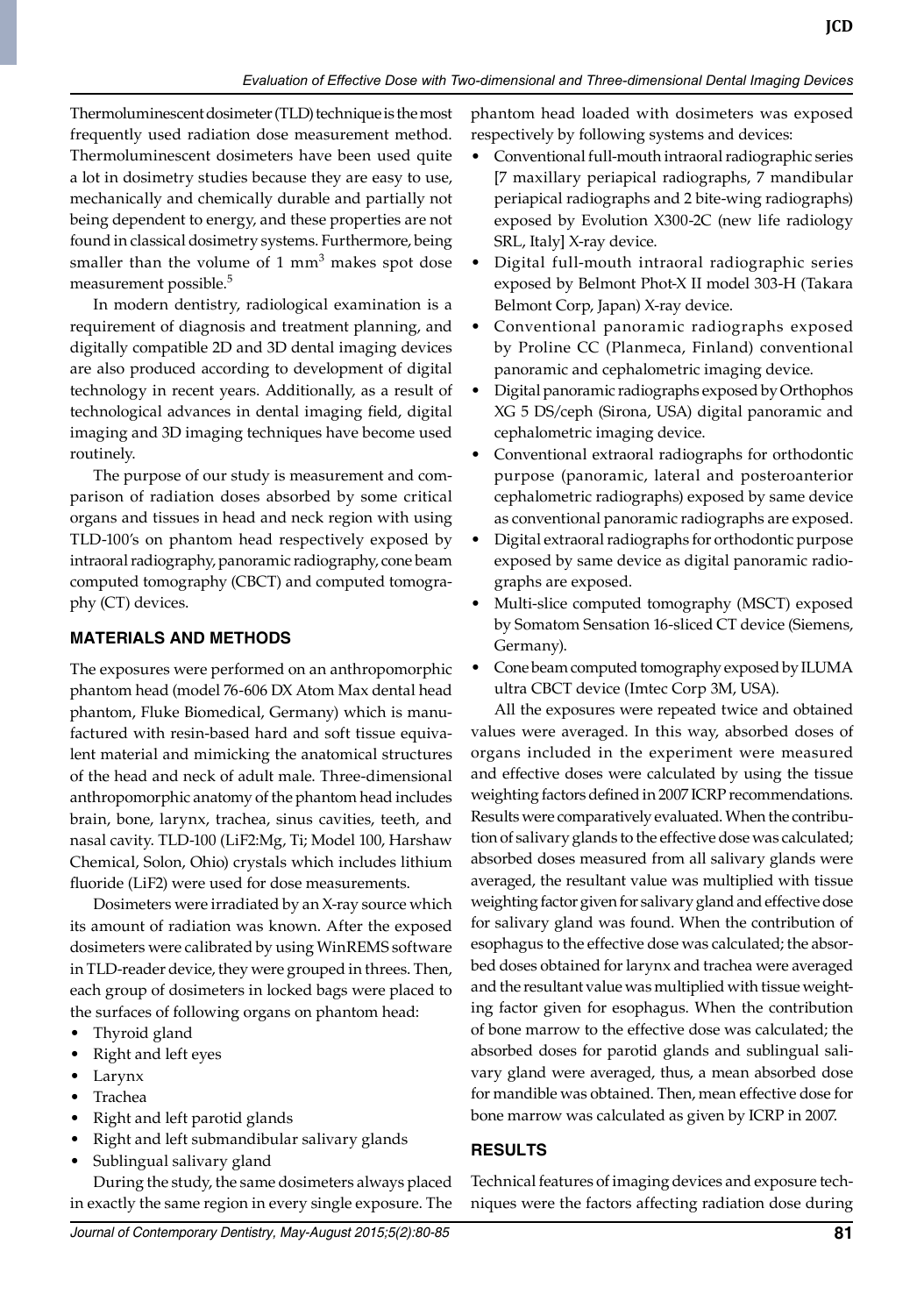Thermoluminescent dosimeter (TLD) technique is the most frequently used radiation dose measurement method. Thermoluminescent dosimeters have been used quite a lot in dosimetry studies because they are easy to use, mechanically and chemically durable and partially not being dependent to energy, and these properties are not found in classical dosimetry systems. Furthermore, being smaller than the volume of 1 $mm^3$ makes spot dose measurement possible.[5]

In modern dentistry, radiological examination is a requirement of diagnosis and treatment planning, and digitally compatible 2D and 3D dental imaging devices are also produced according to development of digital technology in recent years. Additionally, as a result of technological advances in dental imaging field, digital imaging and 3D imaging techniques have become used routinely.

The purpose of our study is measurement and comparison of radiation doses absorbed by some critical organs and tissues in head and neck region with using TLD-100's on phantom head respectively exposed by intraoral radiography, panoramic radiography, cone beam computed tomography (CBCT) and computed tomography (CT) devices.

## MATERIALS AND METHODS

The exposures were performed on an anthropomorphic phantom head (model 76-606 DX Atom Max dental head phantom, Fluke Biomedical, Germany) which is manufactured with resin-based hard and soft tissue equivalent material and mimicking the anatomical structures of the head and neck of adult male. Three-dimensional anthropomorphic anatomy of the phantom head includes brain, bone, larynx, trachea, sinus cavities, teeth, and nasal cavity. TLD-100 (LiF2:Mg, Ti; Model 100, Harshaw Chemical, Solon, Ohio) crystals which includes lithium fluoride (LiF2) were used for dose measurements.

Dosimeters were irradiated by an X-ray source which its amount of radiation was known. After the exposed dosimeters were calibrated by using WinREMS software in TLD-reader device, they were grouped in threes. Then, each group of dosimeters in locked bags were placed to the surfaces of following organs on phantom head:

- Thyroid gland
- Right and left eyes
- Larynx
- Trachea
- Right and left parotid glands
- Right and left submandibular salivary glands
- Sublingual salivary gland

During the study, the same dosimeters always placed in exactly the same region in every single exposure. The phantom head loaded with dosimeters was exposed respectively by following systems and devices:

- Conventional full-mouth intraoral radiographic series [7 maxillary periapical radiographs, 7 mandibular periapical radiographs and 2 bite-wing radiographs) exposed by Evolution X300-2C (new life radiology SRL, Italy] X-ray device.
- Digital full-mouth intraoral radiographic series exposed by Belmont Phot-X II model 303-H (Takara Belmont Corp, Japan) X-ray device.
- Conventional panoramic radiographs exposed by Proline CC (Planmeca, Finland) conventional panoramic and cephalometric imaging device.
- Digital panoramic radiographs exposed by Orthophos XG 5 DS/ceph (Sirona, USA) digital panoramic and cephalometric imaging device.
- Conventional extraoral radiographs for orthodontic purpose (panoramic, lateral and posteroanterior cephalometric radiographs) exposed by same device as conventional panoramic radiographs are exposed.
- Digital extraoral radiographs for orthodontic purpose exposed by same device as digital panoramic radiographs are exposed.
- Multi-slice computed tomography (MSCT) exposed by Somatom Sensation 16-sliced CT device (Siemens, Germany).
- Cone beam computed tomography exposed by ILUMA ultra CBCT device (Imtec Corp 3M, USA).

All the exposures were repeated twice and obtained values were averaged. In this way, absorbed doses of organs included in the experiment were measured and effective doses were calculated by using the tissue weighting factors defined in 2007 ICRP recommendations. Results were comparatively evaluated. When the contribution of salivary glands to the effective dose was calculated; absorbed doses measured from all salivary glands were averaged, the resultant value was multiplied with tissue weighting factor given for salivary gland and effective dose for salivary gland was found. When the contribution of esophagus to the effective dose was calculated; the absorbed doses obtained for larynx and trachea were averaged and the resultant value was multiplied with tissue weighting factor given for esophagus. When the contribution of bone marrow to the effective dose was calculated; the absorbed doses for parotid glands and sublingual salivary gland were averaged, thus, a mean absorbed dose for mandible was obtained. Then, mean effective dose for bone marrow was calculated as given by ICRP in 2007.

## RESULTS

Technical features of imaging devices and exposure techniques were the factors affecting radiation dose during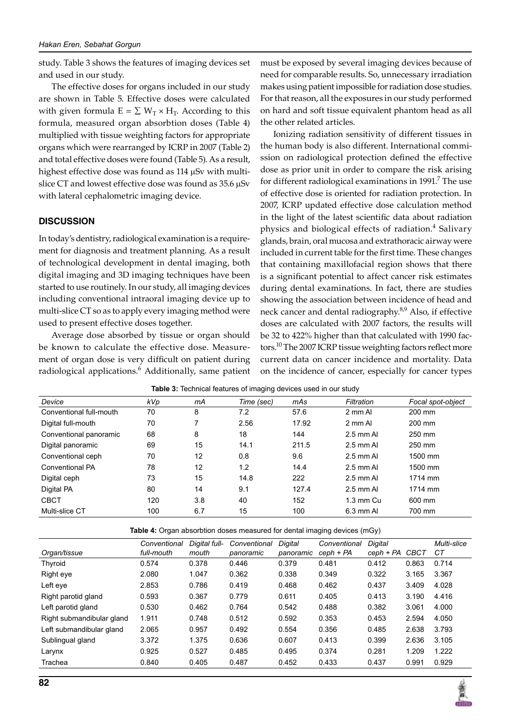study. Table 3 shows the features of imaging devices set and used in our study.

The effective doses for organs included in our study are shown in Table 5. Effective doses were calculated with given formula $E = \sum W_T \times H_T$. According to this formula, measured organ absorbtion doses (Table 4) multiplied with tissue weighting factors for appropriate organs which were rearranged by ICRP in 2007 (Table 2) and total effective doses were found (Table 5). As a result, highest effective dose was found as 114 µSv with multi-slice CT and lowest effective dose was found as 35.6 µSv with lateral cephalometric imaging device.

## DISCUSSION

In today's dentistry, radiological examination is a requirement for diagnosis and treatment planning. As a result of technological development in dental imaging, both digital imaging and 3D imaging techniques have been started to use routinely. In our study, all imaging devices including conventional intraoral imaging device up to multi-slice CT so as to apply every imaging method were used to present effective doses together.

Average dose absorbed by tissue or organ should be known to calculate the effective dose. Measurement of organ dose is very difficult on patient during radiological applications.[6] Additionally, same patient must be exposed by several imaging devices because of need for comparable results. So, unnecessary irradiation makes using patient impossible for radiation dose studies. For that reason, all the exposures in our study performed on hard and soft tissue equivalent phantom head as all the other related articles.

Ionizing radiation sensitivity of different tissues in the human body is also different. International commission on radiological protection defined the effective dose as prior unit in order to compare the risk arising for different radiological examinations in 1991.[7] The use of effective dose is oriented for radiation protection. In 2007, ICRP updated effective dose calculation method in the light of the latest scientific data about radiation physics and biological effects of radiation.[4] Salivary glands, brain, oral mucosa and extrathoracic airway were included in current table for the first time. These changes that containing maxillofacial region shows that there is a significant potential to affect cancer risk estimates during dental examinations. In fact, there are studies showing the association between incidence of head and neck cancer and dental radiography.[8,9] Also, if effective doses are calculated with 2007 factors, the results will be 32 to 422% higher than that calculated with 1990 factors.[10] The 2007 ICRP tissue weighting factors reflect more current data on cancer incidence and mortality. Data on the incidence of cancer, especially for cancer types

**Table 3:** Technical features of imaging devices used in our study

| Device | kVp | mA | Time (sec) | mAs | Filtration | Focal spot-object |
|---|---|---|---|---|---|---|
| Conventional full-mouth | 70 | 8 | 7.2 | 57.6 | 2 mm Al | 200 mm |
| Digital full-mouth | 70 | 7 | 2.56 | 17.92 | 2 mm Al | 200 mm |
| Conventional panoramic | 68 | 8 | 18 | 144 | 2.5 mm Al | 250 mm |
| Digital panoramic | 69 | 15 | 14.1 | 211.5 | 2.5 mm Al | 250 mm |
| Conventional ceph | 70 | 12 | 0.8 | 9.6 | 2.5 mm Al | 1500 mm |
| Conventional PA | 78 | 12 | 1.2 | 14.4 | 2.5 mm Al | 1500 mm |
| Digital ceph | 73 | 15 | 14.8 | 222 | 2.5 mm Al | 1714 mm |
| Digital PA | 80 | 14 | 9.1 | 127.4 | 2.5 mm Al | 1714 mm |
| CBCT | 120 | 3.8 | 40 | 152 | 1.3 mm Cu | 600 mm |
| Multi-slice CT | 100 | 6.7 | 15 | 100 | 6.3 mm Al | 700 mm |

**Table 4:** Organ absorbtion doses measured for dental imaging devices (mGy)

| Organ/tissue | Conventional full-mouth | Digital full-mouth | Conventional panoramic | Digital panoramic | Conventional ceph + PA | Digital ceph + PA | CBCT | Multi-slice CT |
|---|---|---|---|---|---|---|---|---|
| Thyroid | 0.574 | 0.378 | 0.446 | 0.379 | 0.481 | 0.412 | 0.863 | 0.714 |
| Right eye | 2.080 | 1.047 | 0.362 | 0.338 | 0.349 | 0.322 | 3.165 | 3.367 |
| Left eye | 2.853 | 0.786 | 0.419 | 0.468 | 0.462 | 0.437 | 3.409 | 4.028 |
| Right parotid gland | 0.593 | 0.367 | 0.779 | 0.611 | 0.405 | 0.413 | 3.190 | 4.416 |
| Left parotid gland | 0.530 | 0.462 | 0.764 | 0.542 | 0.488 | 0.382 | 3.061 | 4.000 |
| Right submandibular gland | 1.911 | 0.748 | 0.512 | 0.592 | 0.353 | 0.453 | 2.594 | 4.050 |
| Left submandibular gland | 2.065 | 0.957 | 0.492 | 0.554 | 0.356 | 0.485 | 2.638 | 3.793 |
| Sublingual gland | 3.372 | 1.375 | 0.636 | 0.607 | 0.413 | 0.399 | 2.636 | 3.105 |
| Larynx | 0.925 | 0.527 | 0.485 | 0.495 | 0.374 | 0.281 | 1.209 | 1.222 |
| Trachea | 0.840 | 0.405 | 0.487 | 0.452 | 0.433 | 0.437 | 0.991 | 0.929 |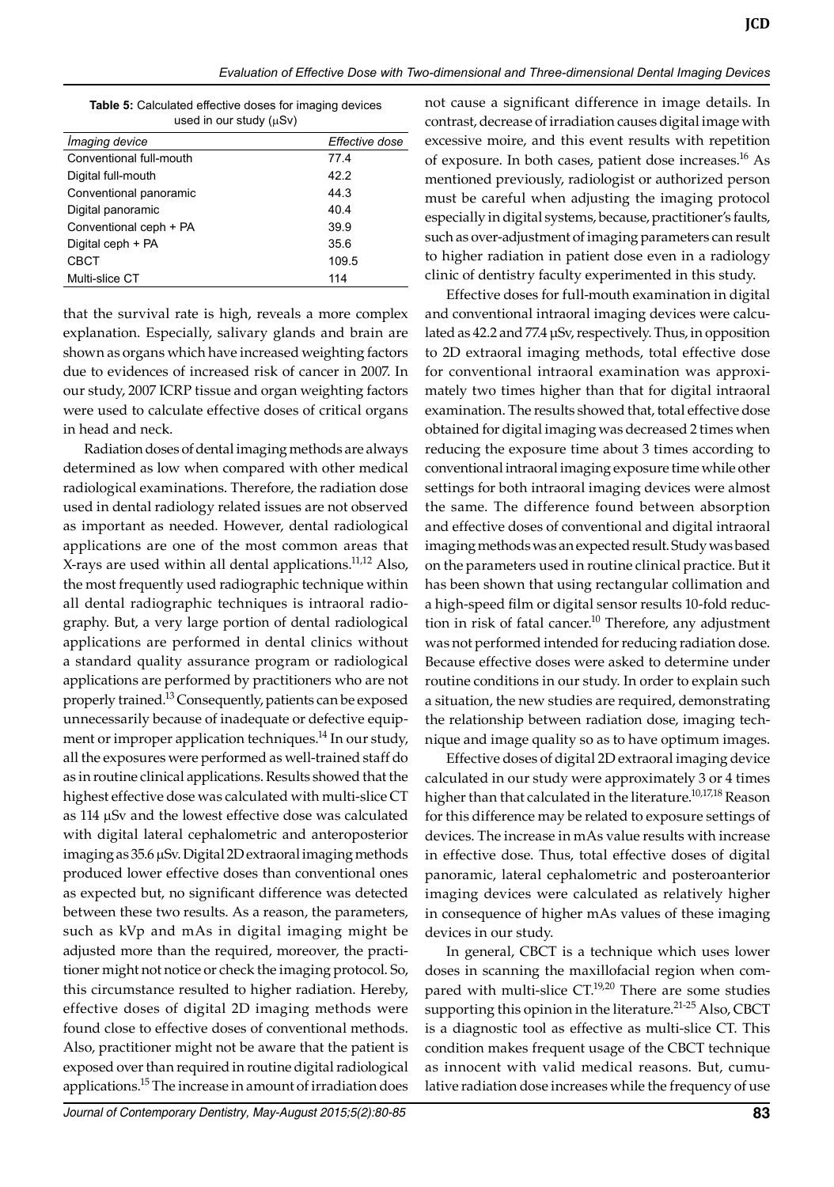**Table 5:** Calculated effective doses for imaging devices used in our study (μSv)

| İmaging device | Effective dose |
|---|---|
| Conventional full-mouth | 77.4 |
| Digital full-mouth | 42.2 |
| Conventional panoramic | 44.3 |
| Digital panoramic | 40.4 |
| Conventional ceph + PA | 39.9 |
| Digital ceph + PA | 35.6 |
| CBCT | 109.5 |
| Multi-slice CT | 114 |

that the survival rate is high, reveals a more complex explanation. Especially, salivary glands and brain are shown as organs which have increased weighting factors due to evidences of increased risk of cancer in 2007. In our study, 2007 ICRP tissue and organ weighting factors were used to calculate effective doses of critical organs in head and neck.

Radiation doses of dental imaging methods are always determined as low when compared with other medical radiological examinations. Therefore, the radiation dose used in dental radiology related issues are not observed as important as needed. However, dental radiological applications are one of the most common areas that X-rays are used within all dental applications.[11,12] Also, the most frequently used radiographic technique within all dental radiographic techniques is intraoral radiography. But, a very large portion of dental radiological applications are performed in dental clinics without a standard quality assurance program or radiological applications are performed by practitioners who are not properly trained.[13] Consequently, patients can be exposed unnecessarily because of inadequate or defective equipment or improper application techniques.[14] In our study, all the exposures were performed as well-trained staff do as in routine clinical applications. Results showed that the highest effective dose was calculated with multi-slice CT as 114 μSv and the lowest effective dose was calculated with digital lateral cephalometric and anteroposterior imaging as 35.6 μSv. Digital 2D extraoral imaging methods produced lower effective doses than conventional ones as expected but, no significant difference was detected between these two results. As a reason, the parameters, such as kVp and mAs in digital imaging might be adjusted more than the required, moreover, the practitioner might not notice or check the imaging protocol. So, this circumstance resulted to higher radiation. Hereby, effective doses of digital 2D imaging methods were found close to effective doses of conventional methods. Also, practitioner might not be aware that the patient is exposed over than required in routine digital radiological applications.[15] The increase in amount of irradiation does not cause a significant difference in image details. In contrast, decrease of irradiation causes digital image with excessive moire, and this event results with repetition of exposure. In both cases, patient dose increases.[16] As mentioned previously, radiologist or authorized person must be careful when adjusting the imaging protocol especially in digital systems, because, practitioner's faults, such as over-adjustment of imaging parameters can result to higher radiation in patient dose even in a radiology clinic of dentistry faculty experimented in this study.

Effective doses for full-mouth examination in digital and conventional intraoral imaging devices were calculated as 42.2 and 77.4 μSv, respectively. Thus, in opposition to 2D extraoral imaging methods, total effective dose for conventional intraoral examination was approximately two times higher than that for digital intraoral examination. The results showed that, total effective dose obtained for digital imaging was decreased 2 times when reducing the exposure time about 3 times according to conventional intraoral imaging exposure time while other settings for both intraoral imaging devices were almost the same. The difference found between absorption and effective doses of conventional and digital intraoral imaging methods was an expected result. Study was based on the parameters used in routine clinical practice. But it has been shown that using rectangular collimation and a high-speed film or digital sensor results 10-fold reduction in risk of fatal cancer.[10] Therefore, any adjustment was not performed intended for reducing radiation dose. Because effective doses were asked to determine under routine conditions in our study. In order to explain such a situation, the new studies are required, demonstrating the relationship between radiation dose, imaging technique and image quality so as to have optimum images.

Effective doses of digital 2D extraoral imaging device calculated in our study were approximately 3 or 4 times higher than that calculated in the literature.[10,17,18] Reason for this difference may be related to exposure settings of devices. The increase in mAs value results with increase in effective dose. Thus, total effective doses of digital panoramic, lateral cephalometric and posteroanterior imaging devices were calculated as relatively higher in consequence of higher mAs values of these imaging devices in our study.

In general, CBCT is a technique which uses lower doses in scanning the maxillofacial region when compared with multi-slice CT.[19,20] There are some studies supporting this opinion in the literature.[21-25] Also, CBCT is a diagnostic tool as effective as multi-slice CT. This condition makes frequent usage of the CBCT technique as innocent with valid medical reasons. But, cumulative radiation dose increases while the frequency of use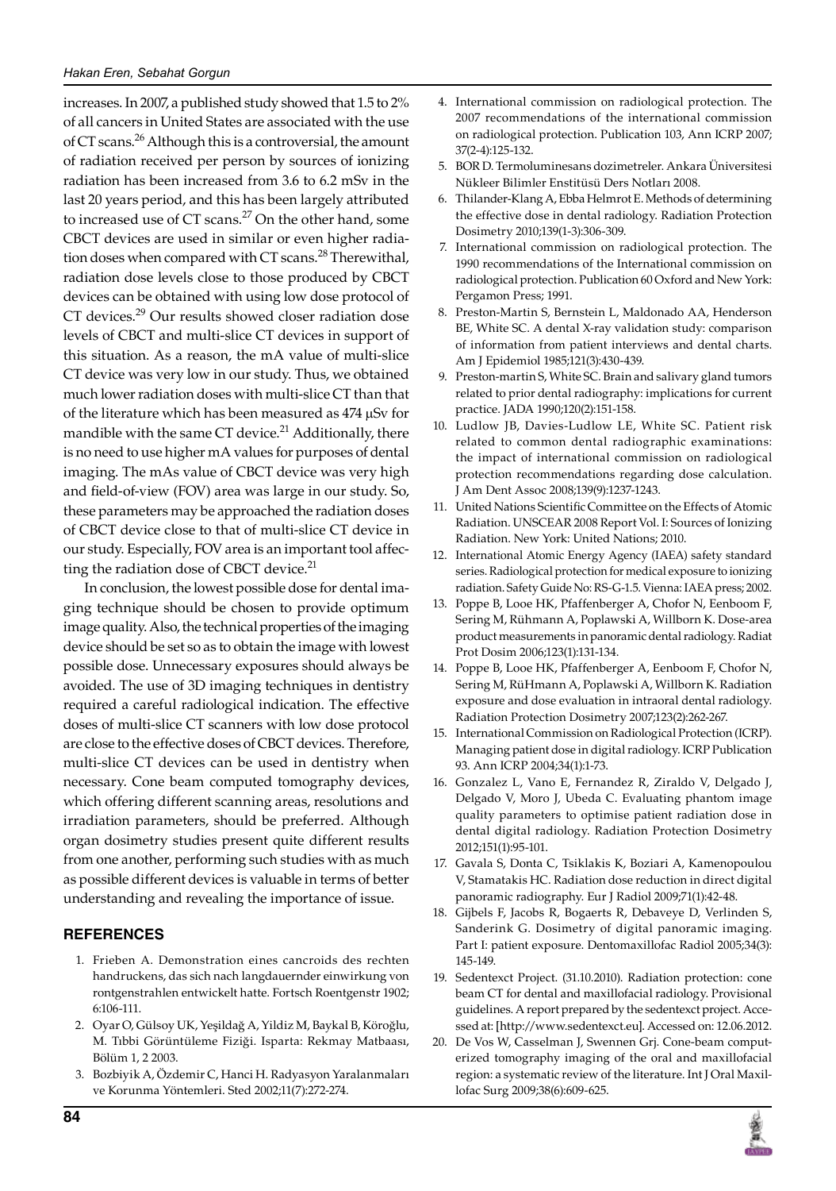increases. In 2007, a published study showed that 1.5 to 2% of all cancers in United States are associated with the use of CT scans.[26] Although this is a controversial, the amount of radiation received per person by sources of ionizing radiation has been increased from 3.6 to 6.2 mSv in the last 20 years period, and this has been largely attributed to increased use of CT scans.[27] On the other hand, some CBCT devices are used in similar or even higher radiation doses when compared with CT scans.[28] Therewithal, radiation dose levels close to those produced by CBCT devices can be obtained with using low dose protocol of CT devices.[29] Our results showed closer radiation dose levels of CBCT and multi-slice CT devices in support of this situation. As a reason, the mA value of multi-slice CT device was very low in our study. Thus, we obtained much lower radiation doses with multi-slice CT than that of the literature which has been measured as 474 μSv for mandible with the same CT device.[21] Additionally, there is no need to use higher mA values for purposes of dental imaging. The mAs value of CBCT device was very high and field-of-view (FOV) area was large in our study. So, these parameters may be approached the radiation doses of CBCT device close to that of multi-slice CT device in our study. Especially, FOV area is an important tool affecting the radiation dose of CBCT device.[21]

In conclusion, the lowest possible dose for dental imaging technique should be chosen to provide optimum image quality. Also, the technical properties of the imaging device should be set so as to obtain the image with lowest possible dose. Unnecessary exposures should always be avoided. The use of 3D imaging techniques in dentistry required a careful radiological indication. The effective doses of multi-slice CT scanners with low dose protocol are close to the effective doses of CBCT devices. Therefore, multi-slice CT devices can be used in dentistry when necessary. Cone beam computed tomography devices, which offering different scanning areas, resolutions and irradiation parameters, should be preferred. Although organ dosimetry studies present quite different results from one another, performing such studies with as much as possible different devices is valuable in terms of better understanding and revealing the importance of issue.

## REFERENCES

1. Frieben A. Demonstration eines cancroids des rechten handruckens, das sich nach langdauernder einwirkung von rontgenstrahlen entwickelt hatte. Fortsch Roentgenstr 1902; 6:106-111.
2. Oyar O, Gülsoy UK, Yeşildağ A, Yildiz M, Baykal B, Köroğlu, M. Tıbbi Görüntüleme Fiziği. Isparta: Rekmay Matbaası, Bölüm 1, 2 2003.
3. Bozbiyik A, Özdemir C, Hanci H. Radyasyon Yaralanmaları ve Korunma Yöntemleri. Sted 2002;11(7):272-274.
4. International commission on radiological protection. The 2007 recommendations of the international commission on radiological protection. Publication 103, Ann ICRP 2007; 37(2-4):125-132.
5. BOR D. Termoluminesans dozimetreler. Ankara Üniversitesi Nükleer Bilimler Enstitüsü Ders Notları 2008.
6. Thilander-Klang A, Ebba Helmrot E. Methods of determining the effective dose in dental radiology. Radiation Protection Dosimetry 2010;139(1-3):306-309.
7. International commission on radiological protection. The 1990 recommendations of the International commission on radiological protection. Publication 60 Oxford and New York: Pergamon Press; 1991.
8. Preston-Martin S, Bernstein L, Maldonado AA, Henderson BE, White SC. A dental X-ray validation study: comparison of information from patient interviews and dental charts. Am J Epidemiol 1985;121(3):430-439.
9. Preston-martin S, White SC. Brain and salivary gland tumors related to prior dental radiography: implications for current practice. JADA 1990;120(2):151-158.
10. Ludlow JB, Davies-Ludlow LE, White SC. Patient risk related to common dental radiographic examinations: the impact of international commission on radiological protection recommendations regarding dose calculation. J Am Dent Assoc 2008;139(9):1237-1243.
11. United Nations Scientific Committee on the Effects of Atomic Radiation. UNSCEAR 2008 Report Vol. I: Sources of Ionizing Radiation. New York: United Nations; 2010.
12. International Atomic Energy Agency (IAEA) safety standard series. Radiological protection for medical exposure to ionizing radiation. Safety Guide No: RS-G-1.5. Vienna: IAEA press; 2002.
13. Poppe B, Looe HK, Pfaffenberger A, Chofor N, Eenboom F, Sering M, Rühmann A, Poplawski A, Willborn K. Dose-area product measurements in panoramic dental radiology. Radiat Prot Dosim 2006;123(1):131-134.
14. Poppe B, Looe HK, Pfaffenberger A, Eenboom F, Chofor N, Sering M, RüHmann A, Poplawski A, Willborn K. Radiation exposure and dose evaluation in intraoral dental radiology. Radiation Protection Dosimetry 2007;123(2):262-267.
15. International Commission on Radiological Protection (ICRP). Managing patient dose in digital radiology. ICRP Publication 93. Ann ICRP 2004;34(1):1-73.
16. Gonzalez L, Vano E, Fernandez R, Ziraldo V, Delgado J, Delgado V, Moro J, Ubeda C. Evaluating phantom image quality parameters to optimise patient radiation dose in dental digital radiology. Radiation Protection Dosimetry 2012;151(1):95-101.
17. Gavala S, Donta C, Tsiklakis K, Boziari A, Kamenopoulou V, Stamatakis HC. Radiation dose reduction in direct digital panoramic radiography. Eur J Radiol 2009;71(1):42-48.
18. Gijbels F, Jacobs R, Bogaerts R, Debaveye D, Verlinden S, Sanderink G. Dosimetry of digital panoramic imaging. Part I: patient exposure. Dentomaxillofac Radiol 2005;34(3): 145-149.
19. Sedentexct Project. (31.10.2010). Radiation protection: cone beam CT for dental and maxillofacial radiology. Provisional guidelines. A report prepared by the sedentexct project. Accessed at: [http://www.sedentexct.eu]. Accessed on: 12.06.2012.
20. De Vos W, Casselman J, Swennen Grj. Cone-beam computerized tomography imaging of the oral and maxillofacial region: a systematic review of the literature. Int J Oral Maxillofac Surg 2009;38(6):609-625.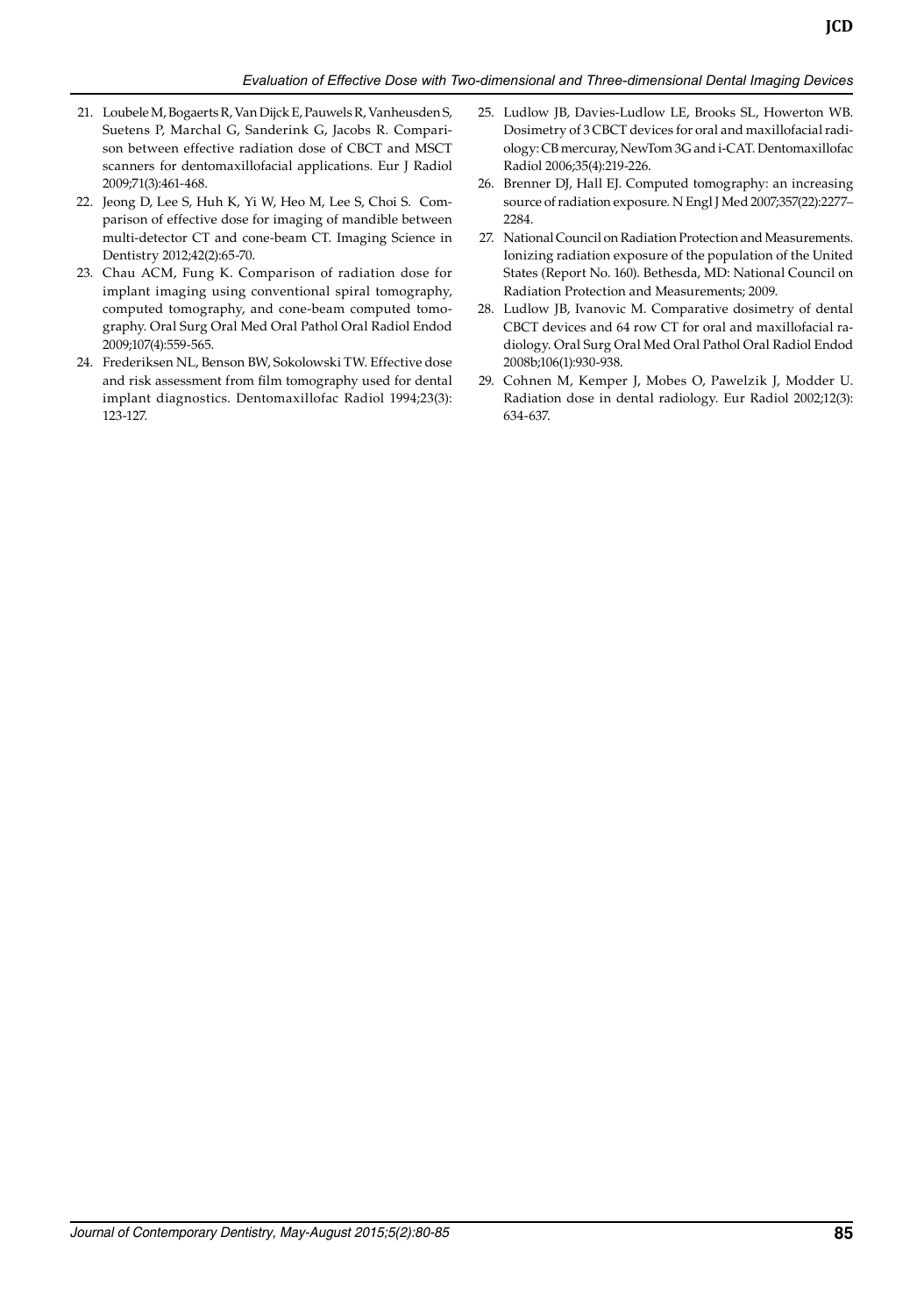21. Loubele M, Bogaerts R, Van Dijck E, Pauwels R, Vanheusden S, Suetens P, Marchal G, Sanderink G, Jacobs R. Comparison between effective radiation dose of CBCT and MSCT scanners for dentomaxillofacial applications. Eur J Radiol 2009;71(3):461-468.
22. Jeong D, Lee S, Huh K, Yi W, Heo M, Lee S, Choi S. Comparison of effective dose for imaging of mandible between multi-detector CT and cone-beam CT. Imaging Science in Dentistry 2012;42(2):65-70.
23. Chau ACM, Fung K. Comparison of radiation dose for implant imaging using conventional spiral tomography, computed tomography, and cone-beam computed tomography. Oral Surg Oral Med Oral Pathol Oral Radiol Endod 2009;107(4):559-565.
24. Frederiksen NL, Benson BW, Sokolowski TW. Effective dose and risk assessment from film tomography used for dental implant diagnostics. Dentomaxillofac Radiol 1994;23(3): 123-127.
25. Ludlow JB, Davies-Ludlow LE, Brooks SL, Howerton WB. Dosimetry of 3 CBCT devices for oral and maxillofacial radiology: CB mercuray, NewTom 3G and i-CAT. Dentomaxillofac Radiol 2006;35(4):219-226.
26. Brenner DJ, Hall EJ. Computed tomography: an increasing source of radiation exposure. N Engl J Med 2007;357(22):2277–2284.
27. National Council on Radiation Protection and Measurements. Ionizing radiation exposure of the population of the United States (Report No. 160). Bethesda, MD: National Council on Radiation Protection and Measurements; 2009.
28. Ludlow JB, Ivanovic M. Comparative dosimetry of dental CBCT devices and 64 row CT for oral and maxillofacial radiology. Oral Surg Oral Med Oral Pathol Oral Radiol Endod 2008b;106(1):930-938.
29. Cohnen M, Kemper J, Mobes O, Pawelzik J, Modder U. Radiation dose in dental radiology. Eur Radiol 2002;12(3): 634-637.